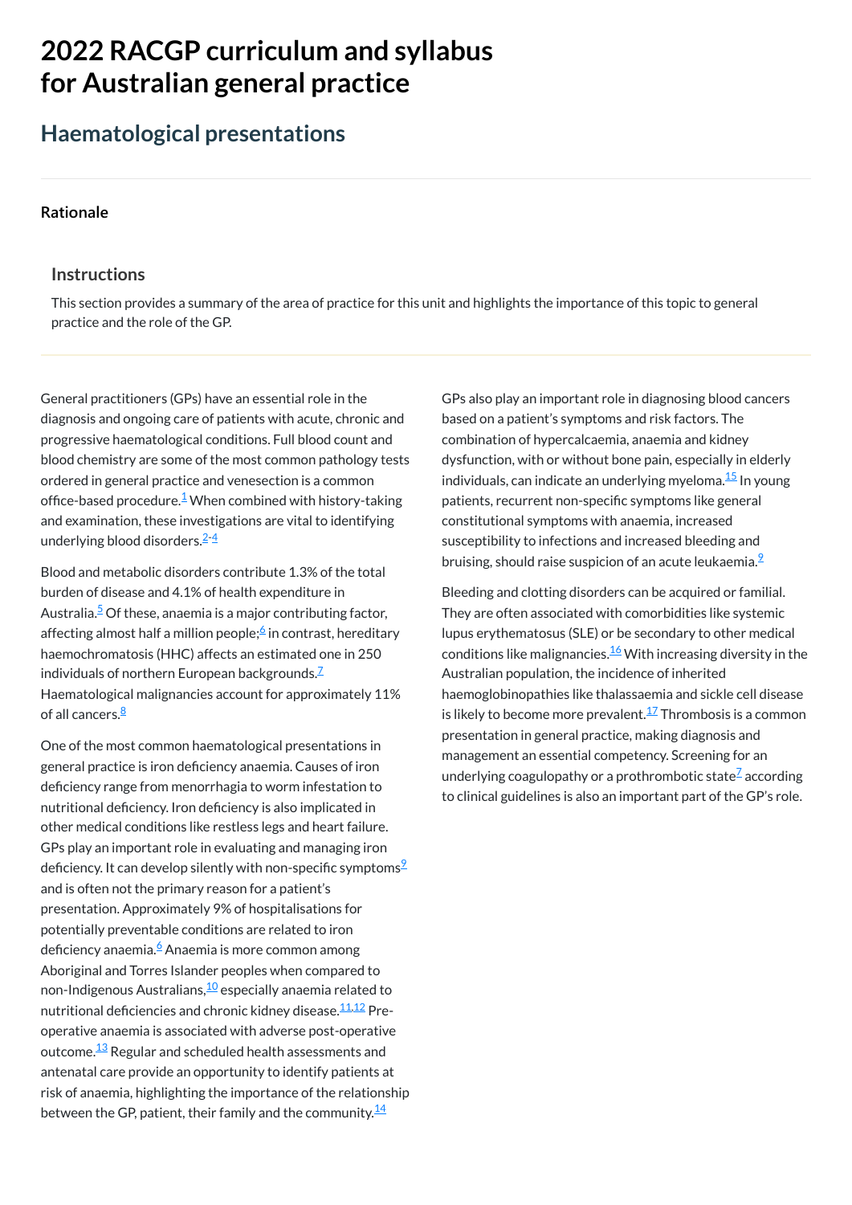# 2022 RACGP curriculum and syllabus for Australian general practice

## Haematological presentations

### Rationale

#### Instructions

This section provides a summary of the area of practice for this unit and highlights the importance of this topic to general practice and the role of the GP.

General practitioners (GPs) have an essential role in the diagnosis and ongoing care of patients with acute, chronic and progressive haematological conditions. Full blood count and blood chemistry are some of the most common pathology tests ordered in general practice and venesection is a common office-based procedure.[1] When combined with history-taking and examination, these investigations are vital to identifying underlying blood disorders.[2-4]

Blood and metabolic disorders contribute 1.3% of the total burden of disease and 4.1% of health expenditure in Australia.[5] Of these, anaemia is a major contributing factor, affecting almost half a million people;[6] in contrast, hereditary haemochromatosis (HHC) affects an estimated one in 250 individuals of northern European backgrounds.[7] Haematological malignancies account for approximately 11% of all cancers.[8]

One of the most common haematological presentations in general practice is iron deficiency anaemia. Causes of iron deficiency range from menorrhagia to worm infestation to nutritional deficiency. Iron deficiency is also implicated in other medical conditions like restless legs and heart failure. GPs play an important role in evaluating and managing iron deficiency. It can develop silently with non-specific symptoms[9] and is often not the primary reason for a patient's presentation. Approximately 9% of hospitalisations for potentially preventable conditions are related to iron deficiency anaemia.[6] Anaemia is more common among Aboriginal and Torres Islander peoples when compared to non-Indigenous Australians,[10] especially anaemia related to nutritional deficiencies and chronic kidney disease.[11,12] Pre-operative anaemia is associated with adverse post-operative outcome.[13] Regular and scheduled health assessments and antenatal care provide an opportunity to identify patients at risk of anaemia, highlighting the importance of the relationship between the GP, patient, their family and the community.[14]

GPs also play an important role in diagnosing blood cancers based on a patient's symptoms and risk factors. The combination of hypercalcaemia, anaemia and kidney dysfunction, with or without bone pain, especially in elderly individuals, can indicate an underlying myeloma.[15] In young patients, recurrent non-specific symptoms like general constitutional symptoms with anaemia, increased susceptibility to infections and increased bleeding and bruising, should raise suspicion of an acute leukaemia.[9]

Bleeding and clotting disorders can be acquired or familial. They are often associated with comorbidities like systemic lupus erythematosus (SLE) or be secondary to other medical conditions like malignancies.[16] With increasing diversity in the Australian population, the incidence of inherited haemoglobinopathies like thalassaemia and sickle cell disease is likely to become more prevalent.[17] Thrombosis is a common presentation in general practice, making diagnosis and management an essential competency. Screening for an underlying coagulopathy or a prothrombotic state[7] according to clinical guidelines is also an important part of the GP's role.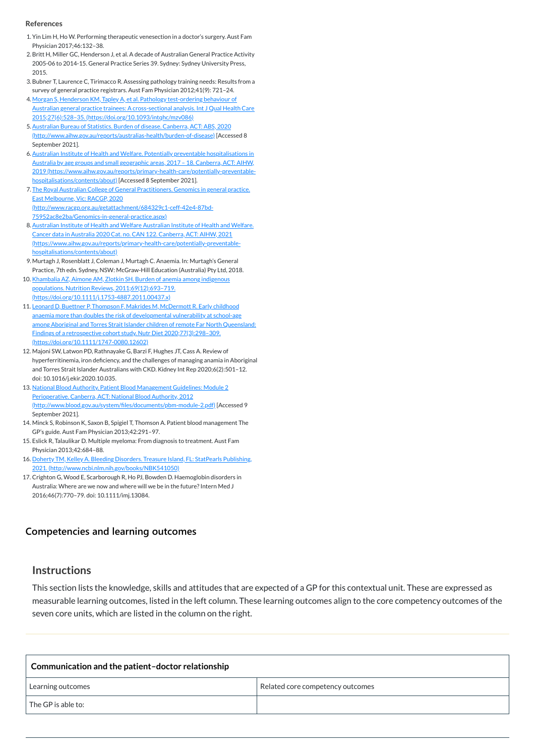**References**

1. Yin Lim H, Ho W. Performing therapeutic venesection in a doctor's surgery. Aust Fam Physician 2017;46:132–38.
2. Britt H, Miller GC, Henderson J, et al. A decade of Australian General Practice Activity 2005-06 to 2014-15. General Practice Series 39. Sydney: Sydney University Press, 2015.
3. Bubner T, Laurence C, Tirimacco R. Assessing pathology training needs: Results from a survey of general practice registrars. Aust Fam Physician 2012;41(9): 721–24.
4. Morgan S, Henderson KM, Tapley A, et al. Pathology test-ordering behaviour of Australian general practice trainees: A cross-sectional analysis. Int J Qual Health Care 2015;27(6):528–35. (https://doi.org/10.1093/intqhc/mzv086)
5. Australian Bureau of Statistics. Burden of disease. Canberra, ACT: ABS, 2020 (http://www.aihw.gov.au/reports/australias-health/burden-of-disease) [Accessed 8 September 2021].
6. Australian Institute of Health and Welfare. Potentially preventable hospitalisations in Australia by age groups and small geographic areas, 2017 – 18. Canberra, ACT: AIHW, 2019 (https://www.aihw.gov.au/reports/primary-health-care/potentially-preventable-hospitalisations/contents/about) [Accessed 8 September 2021].
7. The Royal Australian College of General Practitioners. Genomics in general practice. East Melbourne, Vic: RACGP, 2020 (http://www.racgp.org.au/getattachment/684329c1-ceff-42e4-87bd-75952ac8e2ba/Genomics-in-general-practice.aspx)
8. Australian Institute of Health and Welfare Australian Institute of Health and Welfare. Cancer data in Australia 2020 Cat. no. CAN 122. Canberra, ACT: AIHW, 2021 (https://www.aihw.gov.au/reports/primary-health-care/potentially-preventable-hospitalisations/contents/about)
9. Murtagh J, Rosenblatt J, Coleman J, Murtagh C. Anaemia. In: Murtagh's General Practice, 7th edn. Sydney, NSW: McGraw-Hill Education (Australia) Pty Ltd, 2018.
10. Khambalia AZ, Aimone AM, Zlotkin SH. Burden of anemia among indigenous populations. Nutrition Reviews, 2011;69(12):693–719. (https://doi.org/10.1111/j.1753-4887.2011.00437.x)
11. Leonard D, Buettner P, Thompson F, Makrides M, McDermott R. Early childhood anaemia more than doubles the risk of developmental vulnerability at school-age among Aboriginal and Torres Strait Islander children of remote Far North Queensland: Findings of a retrospective cohort study. Nutr Diet 2020;77(3):298–309. (https://doi.org/10.1111/1747-0080.12602)
12. Majoni SW, Latwon PD, Rathnayake G, Barzi F, Hughes JT, Cass A. Review of hyperferritinemia, iron deficiency, and the challenges of managing anamia in Aboriginal and Torres Strait Islander Australians with CKD. Kidney Int Rep 2020;6(2):501–12. doi: 10.1016/j.ekir.2020.10.035.
13. National Blood Authority. Patient Blood Management Guidelines: Module 2 Perioperative. Canberra, ACT: National Blood Authority, 2012 (http://www.blood.gov.au/system/files/documents/pbm-module-2.pdf) [Accessed 9 September 2021].
14. Minck S, Robinson K, Saxon B, Spigiel T, Thomson A. Patient blood management The GP's guide. Aust Fam Physician 2013;42:291–97.
15. Eslick R, Talaulikar D. Multiple myeloma: From diagnosis to treatment. Aust Fam Physician 2013;42:684–88.
16. Doherty TM, Kelley A. Bleeding Disorders. Treasure Island, FL: StatPearls Publishing, 2021. (http://www.ncbi.nlm.nih.gov/books/NBK541050)
17. Crighton G, Wood E, Scarborough R, Ho PJ, Bowden D. Haemoglobin disorders in Australia: Where are we now and where will we be in the future? Intern Med J 2016;46(7):770–79. doi: 10.1111/imj.13084.

## Competencies and learning outcomes

### Instructions

This section lists the knowledge, skills and attitudes that are expected of a GP for this contextual unit. These are expressed as measurable learning outcomes, listed in the left column. These learning outcomes align to the core competency outcomes of the seven core units, which are listed in the column on the right.

| **Communication and the patient–doctor relationship** | |
|---|---|
| Learning outcomes | Related core competency outcomes |
| The GP is able to: | |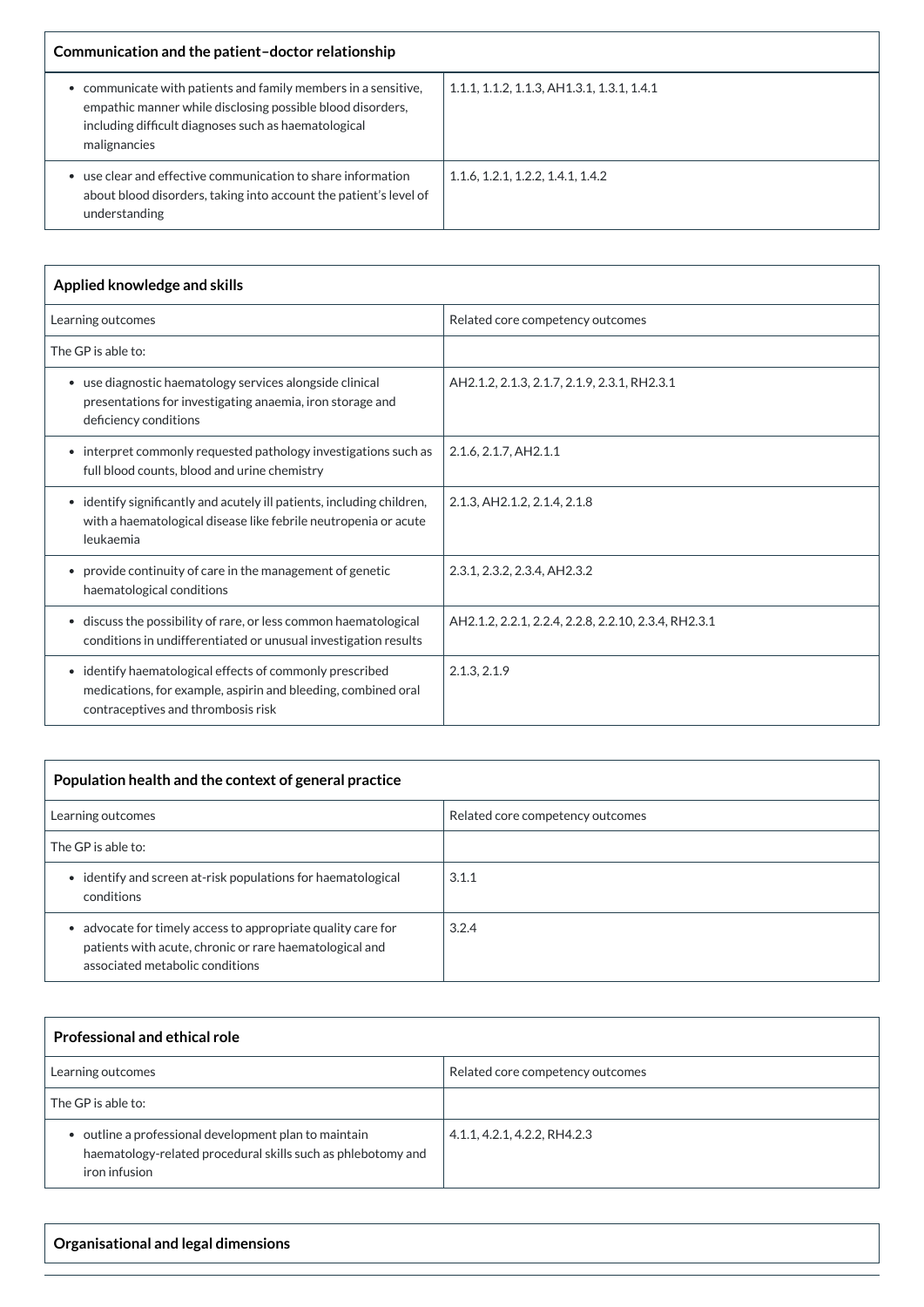| Communication and the patient–doctor relationship | |
|---|---|
| • communicate with patients and family members in a sensitive, empathic manner while disclosing possible blood disorders, including difficult diagnoses such as haematological malignancies | 1.1.1, 1.1.2, 1.1.3, AH1.3.1, 1.3.1, 1.4.1 |
| • use clear and effective communication to share information about blood disorders, taking into account the patient's level of understanding | 1.1.6, 1.2.1, 1.2.2, 1.4.1, 1.4.2 |

| Applied knowledge and skills | |
|---|---|
| Learning outcomes | Related core competency outcomes |
| The GP is able to: | |
| • use diagnostic haematology services alongside clinical presentations for investigating anaemia, iron storage and deficiency conditions | AH2.1.2, 2.1.3, 2.1.7, 2.1.9, 2.3.1, RH2.3.1 |
| • interpret commonly requested pathology investigations such as full blood counts, blood and urine chemistry | 2.1.6, 2.1.7, AH2.1.1 |
| • identify significantly and acutely ill patients, including children, with a haematological disease like febrile neutropenia or acute leukaemia | 2.1.3, AH2.1.2, 2.1.4, 2.1.8 |
| • provide continuity of care in the management of genetic haematological conditions | 2.3.1, 2.3.2, 2.3.4, AH2.3.2 |
| • discuss the possibility of rare, or less common haematological conditions in undifferentiated or unusual investigation results | AH2.1.2, 2.2.1, 2.2.4, 2.2.8, 2.2.10, 2.3.4, RH2.3.1 |
| • identify haematological effects of commonly prescribed medications, for example, aspirin and bleeding, combined oral contraceptives and thrombosis risk | 2.1.3, 2.1.9 |

| Population health and the context of general practice | |
|---|---|
| Learning outcomes | Related core competency outcomes |
| The GP is able to: | |
| • identify and screen at-risk populations for haematological conditions | 3.1.1 |
| • advocate for timely access to appropriate quality care for patients with acute, chronic or rare haematological and associated metabolic conditions | 3.2.4 |

| Professional and ethical role | |
|---|---|
| Learning outcomes | Related core competency outcomes |
| The GP is able to: | |
| • outline a professional development plan to maintain haematology-related procedural skills such as phlebotomy and iron infusion | 4.1.1, 4.2.1, 4.2.2, RH4.2.3 |

| Organisational and legal dimensions | |
|---|---|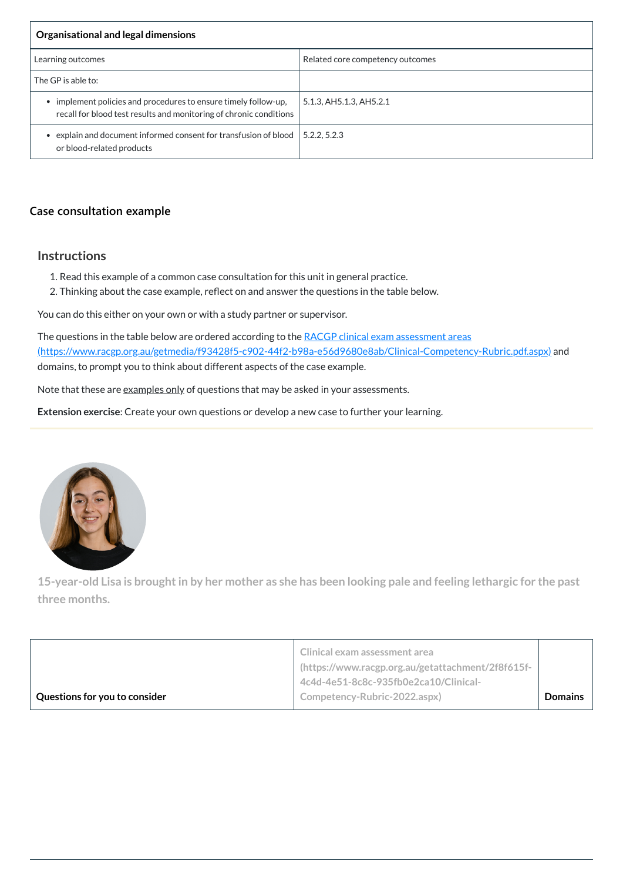| Organisational and legal dimensions | |
| --- | --- |
| Learning outcomes | Related core competency outcomes |
| The GP is able to: | |
| • implement policies and procedures to ensure timely follow-up, recall for blood test results and monitoring of chronic conditions | 5.1.3, AH5.1.3, AH5.2.1 |
| • explain and document informed consent for transfusion of blood or blood-related products | 5.2.2, 5.2.3 |

## Case consultation example

### Instructions

1. Read this example of a common case consultation for this unit in general practice.
2. Thinking about the case example, reflect on and answer the questions in the table below.

You can do this either on your own or with a study partner or supervisor.

The questions in the table below are ordered according to the [RACGP clinical exam assessment areas (https://www.racgp.org.au/getmedia/f93428f5-c902-44f2-b98a-e56d9680e8ab/Clinical-Competency-Rubric.pdf.aspx)](https://www.racgp.org.au/getmedia/f93428f5-c902-44f2-b98a-e56d9680e8ab/Clinical-Competency-Rubric.pdf.aspx) and domains, to prompt you to think about different aspects of the case example.

Note that these are examples only of questions that may be asked in your assessments.

**Extension exercise**: Create your own questions or develop a new case to further your learning.

**15-year-old Lisa is brought in by her mother as she has been looking pale and feeling lethargic for the past three months.**

| Questions for you to consider | Clinical exam assessment area (https://www.racgp.org.au/getattachment/2f8f615f-4c4d-4e51-8c8c-935fb0e2ca10/Clinical-Competency-Rubric-2022.aspx) | Domains |
| --- | --- | --- |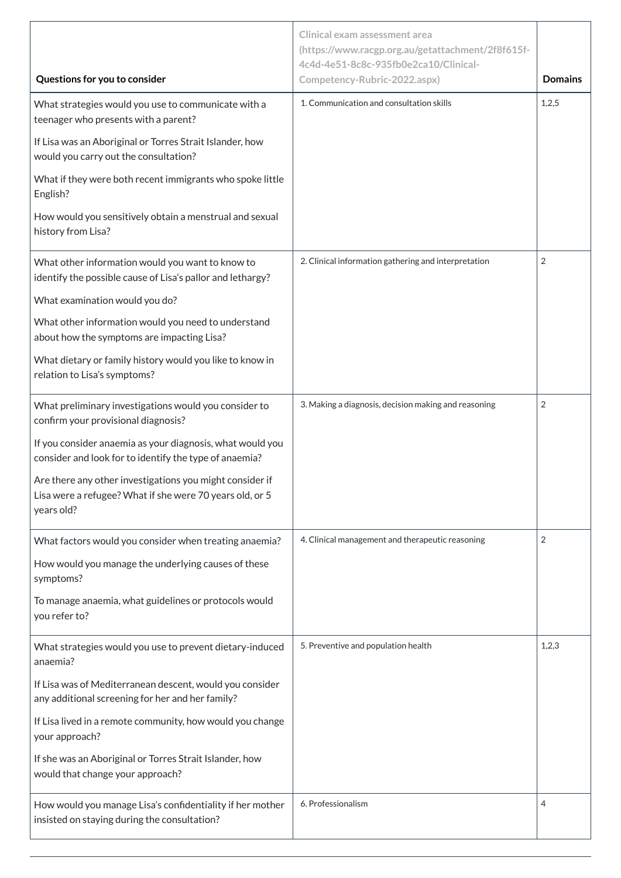| Questions for you to consider | Clinical exam assessment area (https://www.racgp.org.au/getattachment/2f8f615f-4c4d-4e51-8c8c-935fb0e2ca10/Clinical-Competency-Rubric-2022.aspx) | Domains |
|---|---|---|
| What strategies would you use to communicate with a teenager who presents with a parent?<br><br>If Lisa was an Aboriginal or Torres Strait Islander, how would you carry out the consultation?<br><br>What if they were both recent immigrants who spoke little English?<br><br>How would you sensitively obtain a menstrual and sexual history from Lisa? | 1. Communication and consultation skills | 1,2,5 |
| What other information would you want to know to identify the possible cause of Lisa's pallor and lethargy?<br><br>What examination would you do?<br><br>What other information would you need to understand about how the symptoms are impacting Lisa?<br><br>What dietary or family history would you like to know in relation to Lisa's symptoms? | 2. Clinical information gathering and interpretation | 2 |
| What preliminary investigations would you consider to confirm your provisional diagnosis?<br><br>If you consider anaemia as your diagnosis, what would you consider and look for to identify the type of anaemia?<br><br>Are there any other investigations you might consider if Lisa were a refugee? What if she were 70 years old, or 5 years old? | 3. Making a diagnosis, decision making and reasoning | 2 |
| What factors would you consider when treating anaemia?<br><br>How would you manage the underlying causes of these symptoms?<br><br>To manage anaemia, what guidelines or protocols would you refer to? | 4. Clinical management and therapeutic reasoning | 2 |
| What strategies would you use to prevent dietary-induced anaemia?<br><br>If Lisa was of Mediterranean descent, would you consider any additional screening for her and her family?<br><br>If Lisa lived in a remote community, how would you change your approach?<br><br>If she was an Aboriginal or Torres Strait Islander, how would that change your approach? | 5. Preventive and population health | 1,2,3 |
| How would you manage Lisa's confidentiality if her mother insisted on staying during the consultation? | 6. Professionalism | 4 |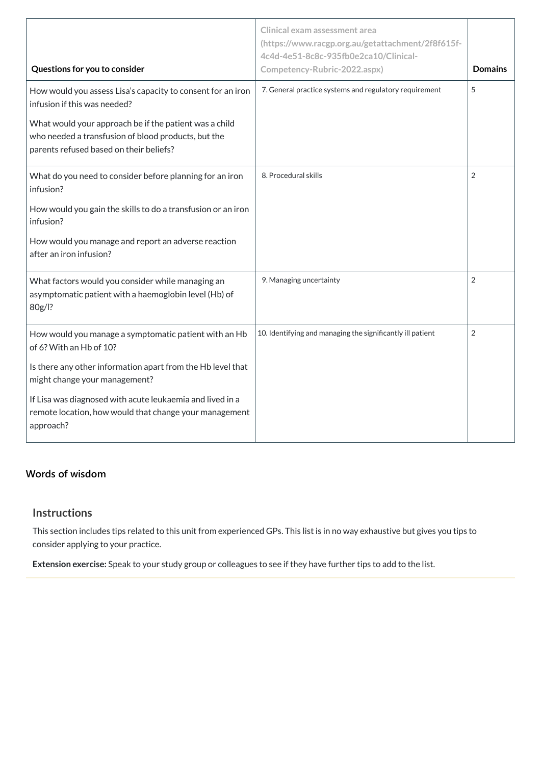| Questions for you to consider | Clinical exam assessment area (https://www.racgp.org.au/getattachment/2f8f615f-4c4d-4e51-8c8c-935fb0e2ca10/Clinical-Competency-Rubric-2022.aspx) | Domains |
|---|---|---|
| How would you assess Lisa's capacity to consent for an iron infusion if this was needed?<br><br>What would your approach be if the patient was a child who needed a transfusion of blood products, but the parents refused based on their beliefs? | 7. General practice systems and regulatory requirement | 5 |
| What do you need to consider before planning for an iron infusion?<br><br>How would you gain the skills to do a transfusion or an iron infusion?<br><br>How would you manage and report an adverse reaction after an iron infusion? | 8. Procedural skills | 2 |
| What factors would you consider while managing an asymptomatic patient with a haemoglobin level (Hb) of 80g/l? | 9. Managing uncertainty | 2 |
| How would you manage a symptomatic patient with an Hb of 6? With an Hb of 10?<br><br>Is there any other information apart from the Hb level that might change your management?<br><br>If Lisa was diagnosed with acute leukaemia and lived in a remote location, how would that change your management approach? | 10. Identifying and managing the significantly ill patient | 2 |

## Words of wisdom

### Instructions

This section includes tips related to this unit from experienced GPs. This list is in no way exhaustive but gives you tips to consider applying to your practice.

**Extension exercise:** Speak to your study group or colleagues to see if they have further tips to add to the list.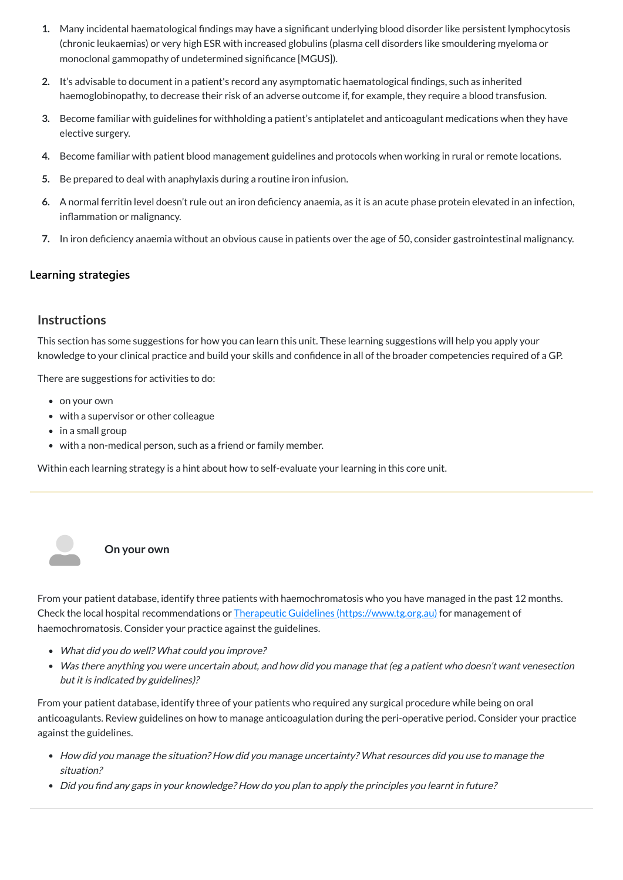1. Many incidental haematological findings may have a significant underlying blood disorder like persistent lymphocytosis (chronic leukaemias) or very high ESR with increased globulins (plasma cell disorders like smouldering myeloma or monoclonal gammopathy of undetermined significance [MGUS]).
2. It's advisable to document in a patient's record any asymptomatic haematological findings, such as inherited haemoglobinopathy, to decrease their risk of an adverse outcome if, for example, they require a blood transfusion.
3. Become familiar with guidelines for withholding a patient's antiplatelet and anticoagulant medications when they have elective surgery.
4. Become familiar with patient blood management guidelines and protocols when working in rural or remote locations.
5. Be prepared to deal with anaphylaxis during a routine iron infusion.
6. A normal ferritin level doesn't rule out an iron deficiency anaemia, as it is an acute phase protein elevated in an infection, inflammation or malignancy.
7. In iron deficiency anaemia without an obvious cause in patients over the age of 50, consider gastrointestinal malignancy.

### Learning strategies

## Instructions

This section has some suggestions for how you can learn this unit. These learning suggestions will help you apply your knowledge to your clinical practice and build your skills and confidence in all of the broader competencies required of a GP.

There are suggestions for activities to do:

- on your own
- with a supervisor or other colleague
- in a small group
- with a non-medical person, such as a friend or family member.

Within each learning strategy is a hint about how to self-evaluate your learning in this core unit.

---

### On your own

From your patient database, identify three patients with haemochromatosis who you have managed in the past 12 months. Check the local hospital recommendations or [Therapeutic Guidelines (https://www.tg.org.au)](https://www.tg.org.au) for management of haemochromatosis. Consider your practice against the guidelines.

- *What did you do well? What could you improve?*
- *Was there anything you were uncertain about, and how did you manage that (eg a patient who doesn't want venesection but it is indicated by guidelines)?*

From your patient database, identify three of your patients who required any surgical procedure while being on oral anticoagulants. Review guidelines on how to manage anticoagulation during the peri-operative period. Consider your practice against the guidelines.

- *How did you manage the situation? How did you manage uncertainty? What resources did you use to manage the situation?*
- *Did you find any gaps in your knowledge? How do you plan to apply the principles you learnt in future?*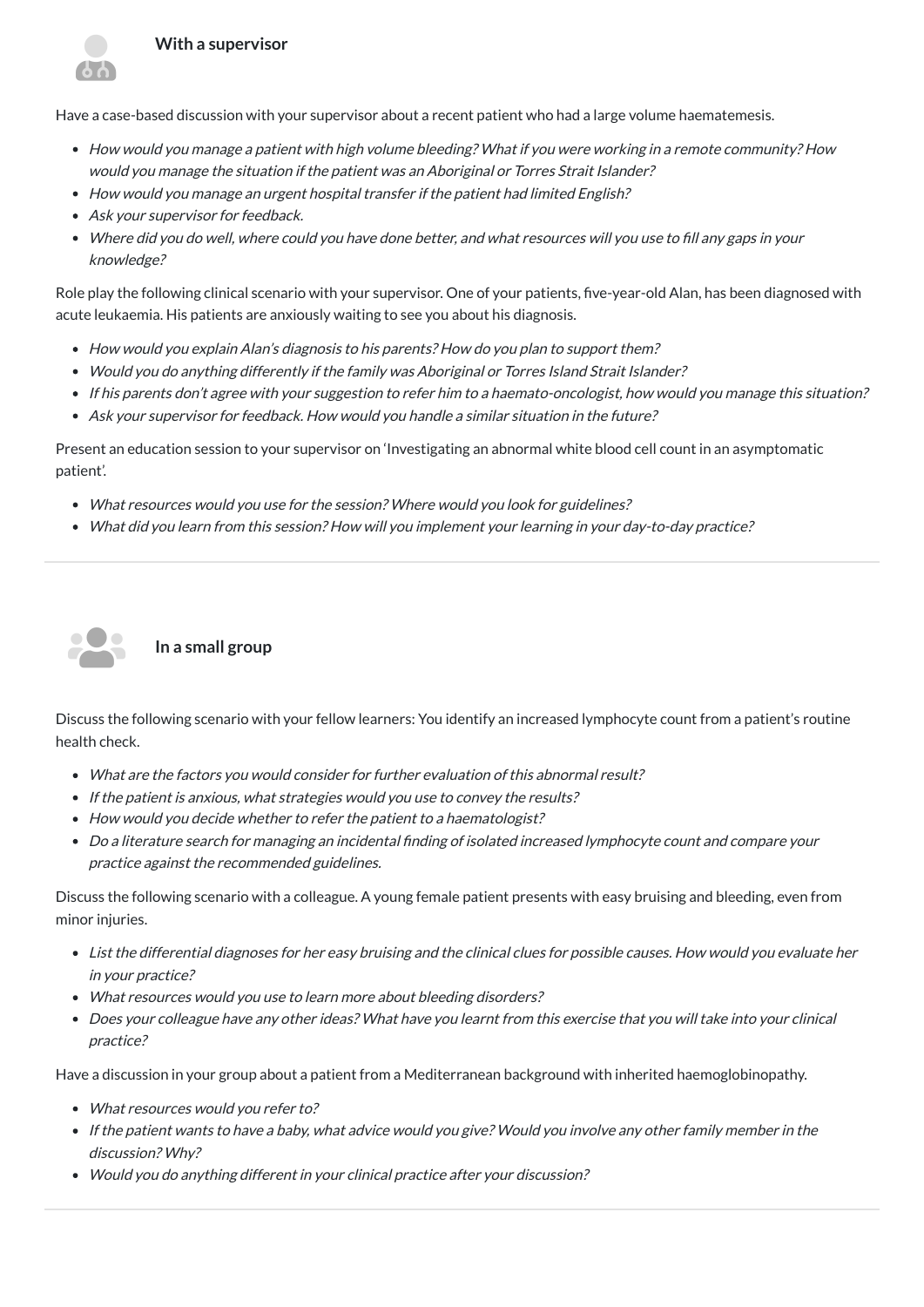### With a supervisor

Have a case-based discussion with your supervisor about a recent patient who had a large volume haematemesis.

- *How would you manage a patient with high volume bleeding? What if you were working in a remote community? How would you manage the situation if the patient was an Aboriginal or Torres Strait Islander?*
- *How would you manage an urgent hospital transfer if the patient had limited English?*
- *Ask your supervisor for feedback.*
- *Where did you do well, where could you have done better, and what resources will you use to fill any gaps in your knowledge?*

Role play the following clinical scenario with your supervisor. One of your patients, five-year-old Alan, has been diagnosed with acute leukaemia. His patients are anxiously waiting to see you about his diagnosis.

- *How would you explain Alan's diagnosis to his parents? How do you plan to support them?*
- *Would you do anything differently if the family was Aboriginal or Torres Island Strait Islander?*
- *If his parents don't agree with your suggestion to refer him to a haemato-oncologist, how would you manage this situation?*
- *Ask your supervisor for feedback. How would you handle a similar situation in the future?*

Present an education session to your supervisor on 'Investigating an abnormal white blood cell count in an asymptomatic patient'.

- *What resources would you use for the session? Where would you look for guidelines?*
- *What did you learn from this session? How will you implement your learning in your day-to-day practice?*

---

### In a small group

Discuss the following scenario with your fellow learners: You identify an increased lymphocyte count from a patient's routine health check.

- *What are the factors you would consider for further evaluation of this abnormal result?*
- *If the patient is anxious, what strategies would you use to convey the results?*
- *How would you decide whether to refer the patient to a haematologist?*
- *Do a literature search for managing an incidental finding of isolated increased lymphocyte count and compare your practice against the recommended guidelines.*

Discuss the following scenario with a colleague. A young female patient presents with easy bruising and bleeding, even from minor injuries.

- *List the differential diagnoses for her easy bruising and the clinical clues for possible causes. How would you evaluate her in your practice?*
- *What resources would you use to learn more about bleeding disorders?*
- *Does your colleague have any other ideas? What have you learnt from this exercise that you will take into your clinical practice?*

Have a discussion in your group about a patient from a Mediterranean background with inherited haemoglobinopathy.

- *What resources would you refer to?*
- *If the patient wants to have a baby, what advice would you give? Would you involve any other family member in the discussion? Why?*
- *Would you do anything different in your clinical practice after your discussion?*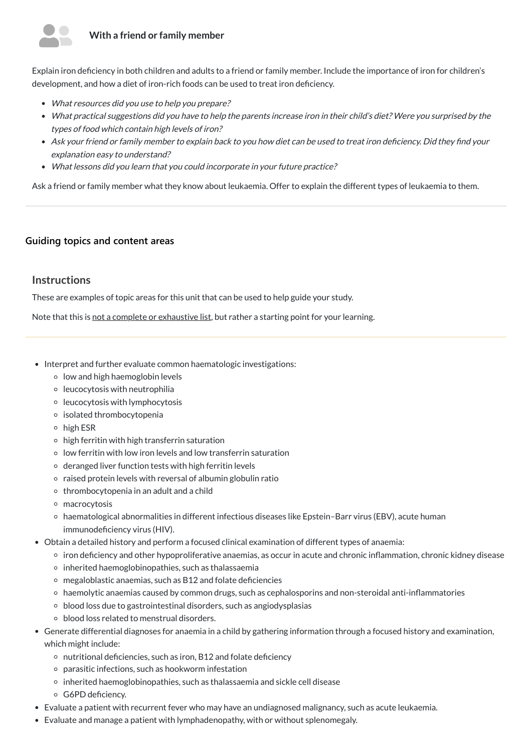### With a friend or family member

Explain iron deficiency in both children and adults to a friend or family member. Include the importance of iron for children's development, and how a diet of iron-rich foods can be used to treat iron deficiency.

- *What resources did you use to help you prepare?*
- *What practical suggestions did you have to help the parents increase iron in their child's diet? Were you surprised by the types of food which contain high levels of iron?*
- *Ask your friend or family member to explain back to you how diet can be used to treat iron deficiency. Did they find your explanation easy to understand?*
- *What lessons did you learn that you could incorporate in your future practice?*

Ask a friend or family member what they know about leukaemia. Offer to explain the different types of leukaemia to them.

---

## Guiding topics and content areas

### Instructions

These are examples of topic areas for this unit that can be used to help guide your study.

Note that this is not a complete or exhaustive list, but rather a starting point for your learning.

---

- Interpret and further evaluate common haematologic investigations:
  - low and high haemoglobin levels
  - leucocytosis with neutrophilia
  - leucocytosis with lymphocytosis
  - isolated thrombocytopenia
  - high ESR
  - high ferritin with high transferrin saturation
  - low ferritin with low iron levels and low transferrin saturation
  - deranged liver function tests with high ferritin levels
  - raised protein levels with reversal of albumin globulin ratio
  - thrombocytopenia in an adult and a child
  - macrocytosis
  - haematological abnormalities in different infectious diseases like Epstein–Barr virus (EBV), acute human immunodeficiency virus (HIV).
- Obtain a detailed history and perform a focused clinical examination of different types of anaemia:
  - iron deficiency and other hypoproliferative anaemias, as occur in acute and chronic inflammation, chronic kidney disease
  - inherited haemoglobinopathies, such as thalassaemia
  - megaloblastic anaemias, such as B12 and folate deficiencies
  - haemolytic anaemias caused by common drugs, such as cephalosporins and non-steroidal anti-inflammatories
  - blood loss due to gastrointestinal disorders, such as angiodysplasias
  - blood loss related to menstrual disorders.
- Generate differential diagnoses for anaemia in a child by gathering information through a focused history and examination, which might include:
  - nutritional deficiencies, such as iron, B12 and folate deficiency
  - parasitic infections, such as hookworm infestation
  - inherited haemoglobinopathies, such as thalassaemia and sickle cell disease
  - G6PD deficiency.
- Evaluate a patient with recurrent fever who may have an undiagnosed malignancy, such as acute leukaemia.
- Evaluate and manage a patient with lymphadenopathy, with or without splenomegaly.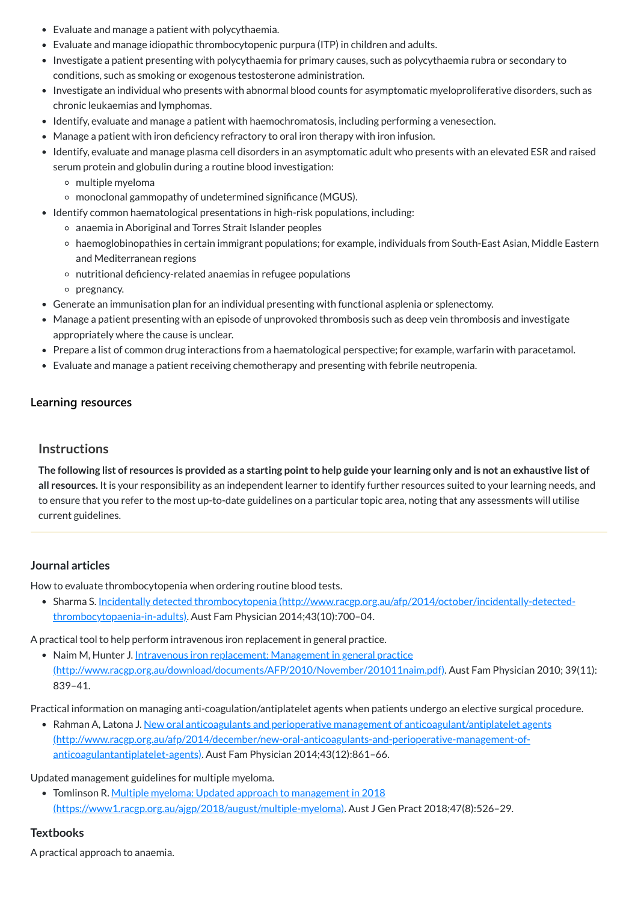- Evaluate and manage a patient with polycythaemia.
- Evaluate and manage idiopathic thrombocytopenic purpura (ITP) in children and adults.
- Investigate a patient presenting with polycythaemia for primary causes, such as polycythaemia rubra or secondary to conditions, such as smoking or exogenous testosterone administration.
- Investigate an individual who presents with abnormal blood counts for asymptomatic myeloproliferative disorders, such as chronic leukaemias and lymphomas.
- Identify, evaluate and manage a patient with haemochromatosis, including performing a venesection.
- Manage a patient with iron deficiency refractory to oral iron therapy with iron infusion.
- Identify, evaluate and manage plasma cell disorders in an asymptomatic adult who presents with an elevated ESR and raised serum protein and globulin during a routine blood investigation:
  - multiple myeloma
  - monoclonal gammopathy of undetermined significance (MGUS).
- Identify common haematological presentations in high-risk populations, including:
  - anaemia in Aboriginal and Torres Strait Islander peoples
  - haemoglobinopathies in certain immigrant populations; for example, individuals from South-East Asian, Middle Eastern and Mediterranean regions
  - nutritional deficiency-related anaemias in refugee populations
  - pregnancy.
- Generate an immunisation plan for an individual presenting with functional asplenia or splenectomy.
- Manage a patient presenting with an episode of unprovoked thrombosis such as deep vein thrombosis and investigate appropriately where the cause is unclear.
- Prepare a list of common drug interactions from a haematological perspective; for example, warfarin with paracetamol.
- Evaluate and manage a patient receiving chemotherapy and presenting with febrile neutropenia.

## Learning resources

### Instructions

**The following list of resources is provided as a starting point to help guide your learning only and is not an exhaustive list of all resources.** It is your responsibility as an independent learner to identify further resources suited to your learning needs, and to ensure that you refer to the most up-to-date guidelines on a particular topic area, noting that any assessments will utilise current guidelines.

---

### Journal articles

How to evaluate thrombocytopenia when ordering routine blood tests.

- Sharma S. [Incidentally detected thrombocytopenia (http://www.racgp.org.au/afp/2014/october/incidentally-detected-thrombocytopaenia-in-adults)](http://www.racgp.org.au/afp/2014/october/incidentally-detected-thrombocytopaenia-in-adults). Aust Fam Physician 2014;43(10):700–04.

A practical tool to help perform intravenous iron replacement in general practice.

- Naim M, Hunter J. [Intravenous iron replacement: Management in general practice (http://www.racgp.org.au/download/documents/AFP/2010/November/201011naim.pdf)](http://www.racgp.org.au/download/documents/AFP/2010/November/201011naim.pdf). Aust Fam Physician 2010; 39(11): 839–41.

Practical information on managing anti-coagulation/antiplatelet agents when patients undergo an elective surgical procedure.

- Rahman A, Latona J. [New oral anticoagulants and perioperative management of anticoagulant/antiplatelet agents (http://www.racgp.org.au/afp/2014/december/new-oral-anticoagulants-and-perioperative-management-of-anticoagulantantiplatelet-agents)](http://www.racgp.org.au/afp/2014/december/new-oral-anticoagulants-and-perioperative-management-of-anticoagulantantiplatelet-agents). Aust Fam Physician 2014;43(12):861–66.

Updated management guidelines for multiple myeloma.

- Tomlinson R. [Multiple myeloma: Updated approach to management in 2018 (https://www1.racgp.org.au/ajgp/2018/august/multiple-myeloma)](https://www1.racgp.org.au/ajgp/2018/august/multiple-myeloma). Aust J Gen Pract 2018;47(8):526–29.

### Textbooks

A practical approach to anaemia.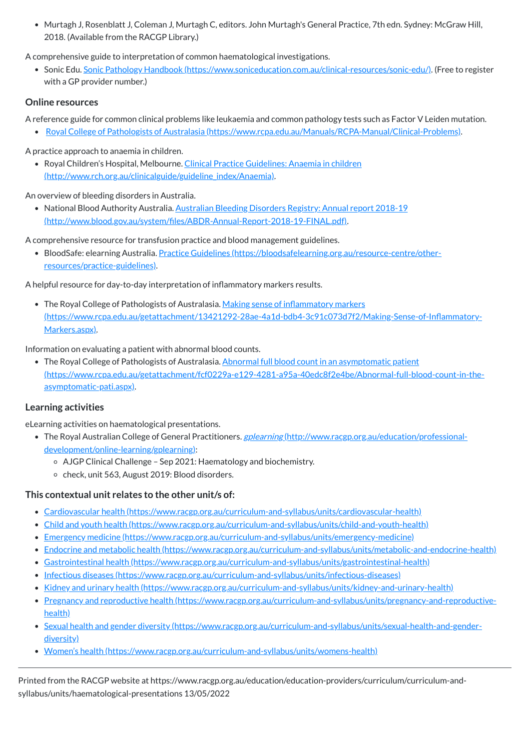- Murtagh J, Rosenblatt J, Coleman J, Murtagh C, editors. John Murtagh's General Practice, 7th edn. Sydney: McGraw Hill, 2018. (Available from the RACGP Library.)

A comprehensive guide to interpretation of common haematological investigations.

- Sonic Edu. Sonic Pathology Handbook (https://www.soniceducation.com.au/clinical-resources/sonic-edu/). (Free to register with a GP provider number.)

### Online resources

A reference guide for common clinical problems like leukaemia and common pathology tests such as Factor V Leiden mutation.

- Royal College of Pathologists of Australasia (https://www.rcpa.edu.au/Manuals/RCPA-Manual/Clinical-Problems).

A practice approach to anaemia in children.

- Royal Children's Hospital, Melbourne. Clinical Practice Guidelines: Anaemia in children (http://www.rch.org.au/clinicalguide/guideline_index/Anaemia).

An overview of bleeding disorders in Australia.

- National Blood Authority Australia. Australian Bleeding Disorders Registry: Annual report 2018-19 (http://www.blood.gov.au/system/files/ABDR-Annual-Report-2018-19-FINAL.pdf).

A comprehensive resource for transfusion practice and blood management guidelines.

- BloodSafe: elearning Australia. Practice Guidelines (https://bloodsafelearning.org.au/resource-centre/other-resources/practice-guidelines).

A helpful resource for day-to-day interpretation of inflammatory markers results.

- The Royal College of Pathologists of Australasia. Making sense of inflammatory markers (https://www.rcpa.edu.au/getattachment/13421292-28ae-4a1d-bdb4-3c91c073d7f2/Making-Sense-of-Inflammatory-Markers.aspx).

Information on evaluating a patient with abnormal blood counts.

- The Royal College of Pathologists of Australasia. Abnormal full blood count in an asymptomatic patient (https://www.rcpa.edu.au/getattachment/fcf0229a-e129-4281-a95a-40edc8f2e4be/Abnormal-full-blood-count-in-the-asymptomatic-pati.aspx).

### Learning activities

eLearning activities on haematological presentations.

- The Royal Australian College of General Practitioners. *gplearning* (http://www.racgp.org.au/education/professional-development/online-learning/gplearning):
  - AJGP Clinical Challenge – Sep 2021: Haematology and biochemistry.
  - check, unit 563, August 2019: Blood disorders.

### This contextual unit relates to the other unit/s of:

- Cardiovascular health (https://www.racgp.org.au/curriculum-and-syllabus/units/cardiovascular-health)
- Child and youth health (https://www.racgp.org.au/curriculum-and-syllabus/units/child-and-youth-health)
- Emergency medicine (https://www.racgp.org.au/curriculum-and-syllabus/units/emergency-medicine)
- Endocrine and metabolic health (https://www.racgp.org.au/curriculum-and-syllabus/units/metabolic-and-endocrine-health)
- Gastrointestinal health (https://www.racgp.org.au/curriculum-and-syllabus/units/gastrointestinal-health)
- Infectious diseases (https://www.racgp.org.au/curriculum-and-syllabus/units/infectious-diseases)
- Kidney and urinary health (https://www.racgp.org.au/curriculum-and-syllabus/units/kidney-and-urinary-health)
- Pregnancy and reproductive health (https://www.racgp.org.au/curriculum-and-syllabus/units/pregnancy-and-reproductive-health)
- Sexual health and gender diversity (https://www.racgp.org.au/curriculum-and-syllabus/units/sexual-health-and-gender-diversity)
- Women's health (https://www.racgp.org.au/curriculum-and-syllabus/units/womens-health)